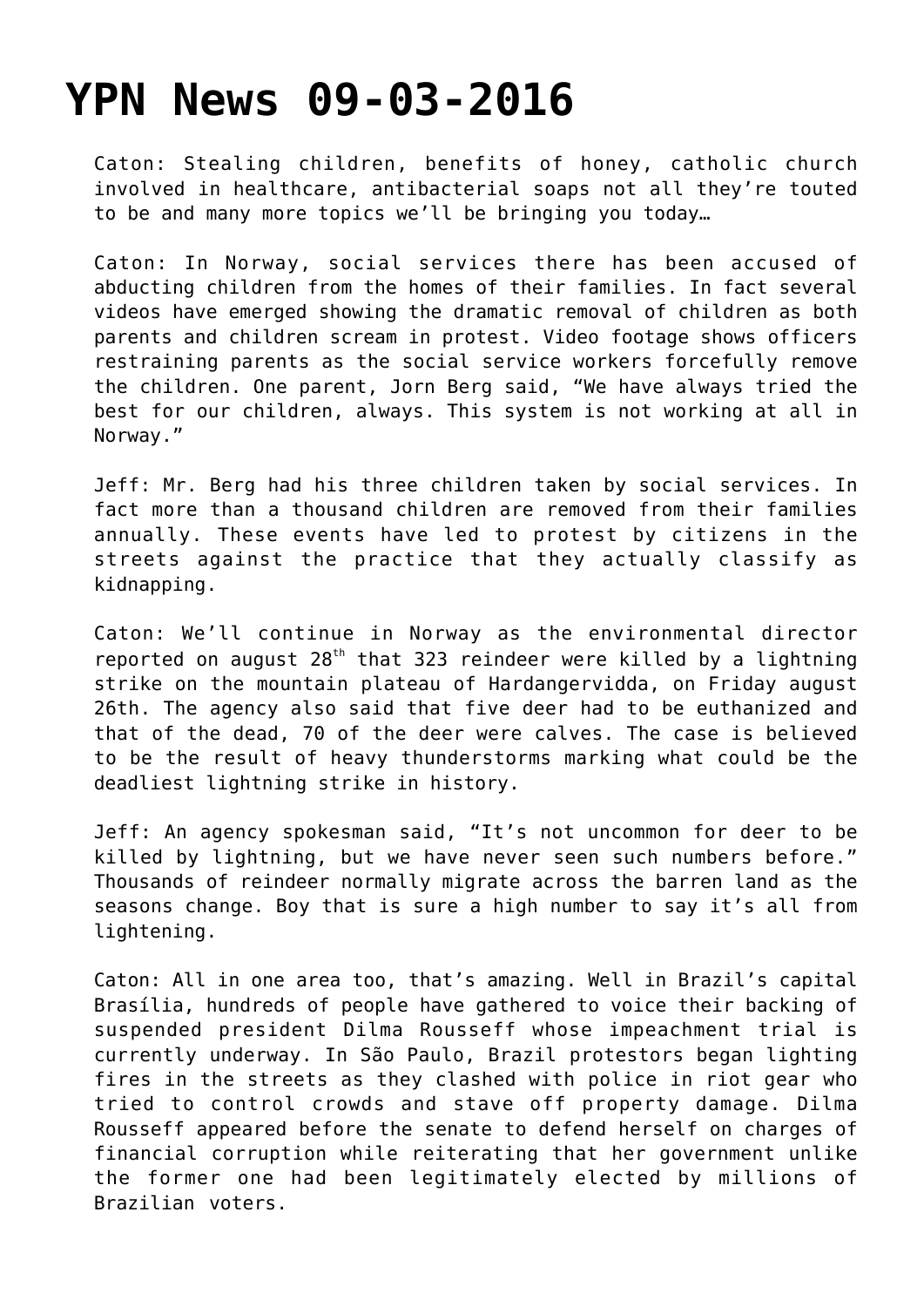# YPN News 09-03-2016

Caton: Stealing children, benefits of honey, catholic church involved in healthcare, antibacterial soaps not all they're touted to be and many more topics we'll be bringing you today…

Caton: In Norway, social services there has been accused of abducting children from the homes of their families. In fact several videos have emerged showing the dramatic removal of children as both parents and children scream in protest. Video footage shows officers restraining parents as the social service workers forcefully remove the children. One parent, Jorn Berg said, "We have always tried the best for our children, always. This system is not working at all in Norway."

Jeff: Mr. Berg had his three children taken by social services. In fact more than a thousand children are removed from their families annually. These events have led to protest by citizens in the streets against the practice that they actually classify as kidnapping.

Caton: We'll continue in Norway as the environmental director reported on august 28th that 323 reindeer were killed by a lightning strike on the mountain plateau of Hardangervidda, on Friday august 26th. The agency also said that five deer had to be euthanized and that of the dead, 70 of the deer were calves. The case is believed to be the result of heavy thunderstorms marking what could be the deadliest lightning strike in history.

Jeff: An agency spokesman said, "It's not uncommon for deer to be killed by lightning, but we have never seen such numbers before." Thousands of reindeer normally migrate across the barren land as the seasons change. Boy that is sure a high number to say it's all from lightening.

Caton: All in one area too, that's amazing. Well in Brazil's capital Brasília, hundreds of people have gathered to voice their backing of suspended president Dilma Rousseff whose impeachment trial is currently underway. In São Paulo, Brazil protestors began lighting fires in the streets as they clashed with police in riot gear who tried to control crowds and stave off property damage. Dilma Rousseff appeared before the senate to defend herself on charges of financial corruption while reiterating that her government unlike the former one had been legitimately elected by millions of Brazilian voters.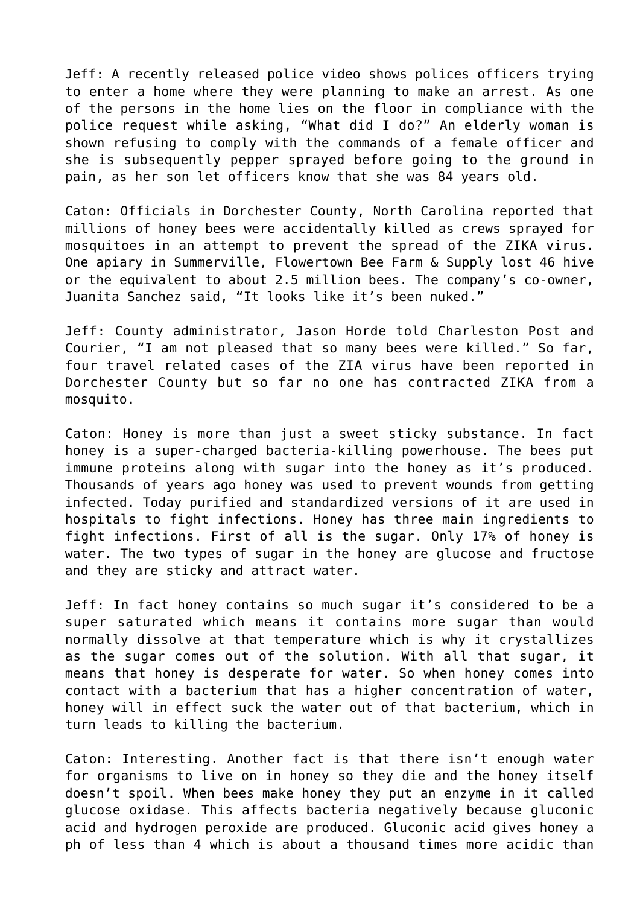Jeff: A recently released police video shows polices officers trying to enter a home where they were planning to make an arrest. As one of the persons in the home lies on the floor in compliance with the police request while asking, “What did I do?” An elderly woman is shown refusing to comply with the commands of a female officer and she is subsequently pepper sprayed before going to the ground in pain, as her son let officers know that she was 84 years old.

Caton: Officials in Dorchester County, North Carolina reported that millions of honey bees were accidentally killed as crews sprayed for mosquitoes in an attempt to prevent the spread of the ZIKA virus. One apiary in Summerville, Flowertown Bee Farm & Supply lost 46 hive or the equivalent to about 2.5 million bees. The company’s co-owner, Juanita Sanchez said, “It looks like it’s been nuked.”

Jeff: County administrator, Jason Horde told Charleston Post and Courier, “I am not pleased that so many bees were killed.” So far, four travel related cases of the ZIA virus have been reported in Dorchester County but so far no one has contracted ZIKA from a mosquito.

Caton: Honey is more than just a sweet sticky substance. In fact honey is a super-charged bacteria-killing powerhouse. The bees put immune proteins along with sugar into the honey as it’s produced. Thousands of years ago honey was used to prevent wounds from getting infected. Today purified and standardized versions of it are used in hospitals to fight infections. Honey has three main ingredients to fight infections. First of all is the sugar. Only 17% of honey is water. The two types of sugar in the honey are glucose and fructose and they are sticky and attract water.

Jeff: In fact honey contains so much sugar it’s considered to be a super saturated which means it contains more sugar than would normally dissolve at that temperature which is why it crystallizes as the sugar comes out of the solution. With all that sugar, it means that honey is desperate for water. So when honey comes into contact with a bacterium that has a higher concentration of water, honey will in effect suck the water out of that bacterium, which in turn leads to killing the bacterium.

Caton: Interesting. Another fact is that there isn’t enough water for organisms to live on in honey so they die and the honey itself doesn’t spoil. When bees make honey they put an enzyme in it called glucose oxidase. This affects bacteria negatively because gluconic acid and hydrogen peroxide are produced. Gluconic acid gives honey a ph of less than 4 which is about a thousand times more acidic than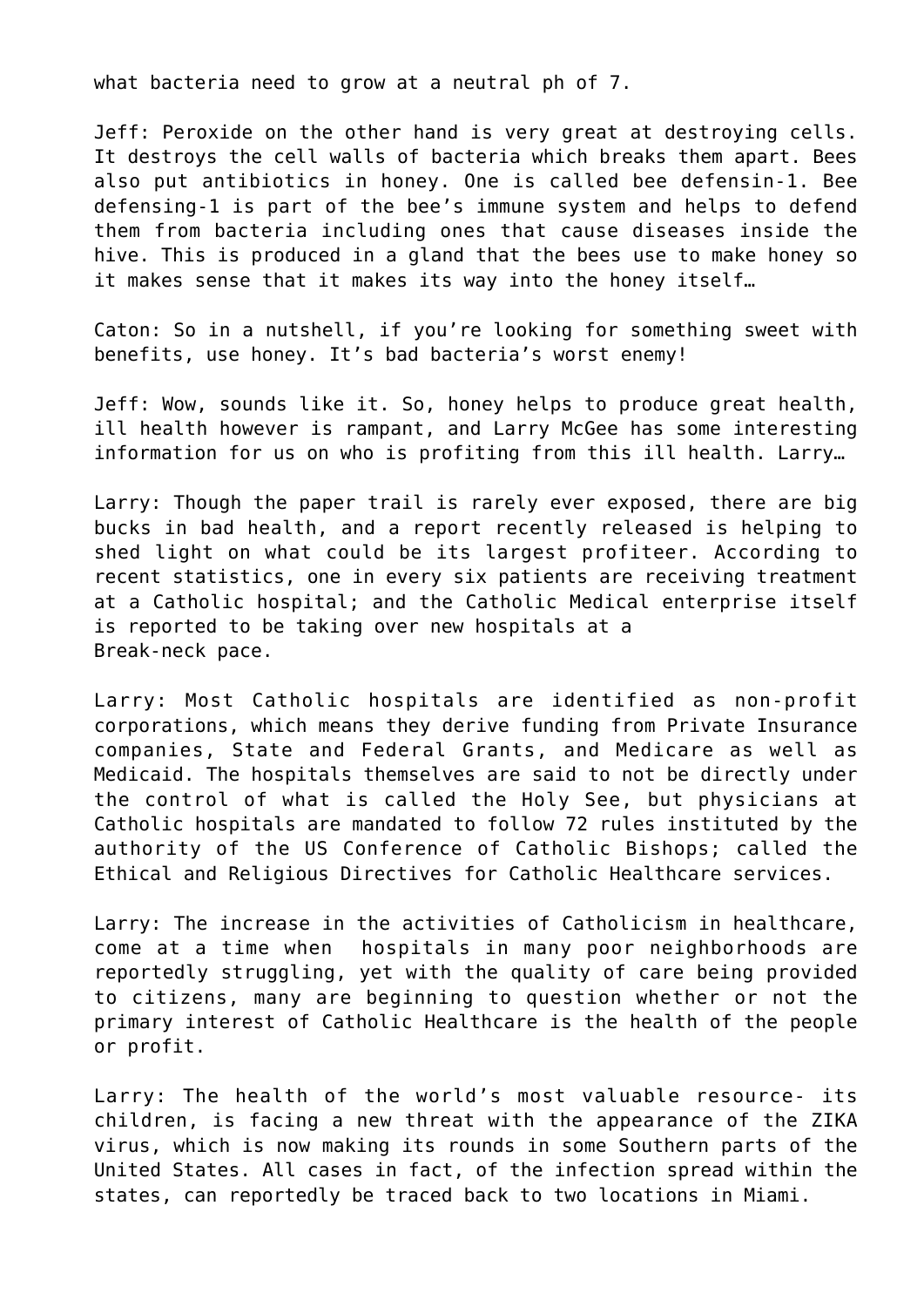what bacteria need to grow at a neutral ph of 7.

Jeff: Peroxide on the other hand is very great at destroying cells. It destroys the cell walls of bacteria which breaks them apart. Bees also put antibiotics in honey. One is called bee defensin-1. Bee defensing-1 is part of the bee's immune system and helps to defend them from bacteria including ones that cause diseases inside the hive. This is produced in a gland that the bees use to make honey so it makes sense that it makes its way into the honey itself…

Caton: So in a nutshell, if you're looking for something sweet with benefits, use honey. It's bad bacteria's worst enemy!

Jeff: Wow, sounds like it. So, honey helps to produce great health, ill health however is rampant, and Larry McGee has some interesting information for us on who is profiting from this ill health. Larry…

Larry: Though the paper trail is rarely ever exposed, there are big bucks in bad health, and a report recently released is helping to shed light on what could be its largest profiteer. According to recent statistics, one in every six patients are receiving treatment at a Catholic hospital; and the Catholic Medical enterprise itself is reported to be taking over new hospitals at a Break-neck pace.

Larry: Most Catholic hospitals are identified as non-profit corporations, which means they derive funding from Private Insurance companies, State and Federal Grants, and Medicare as well as Medicaid. The hospitals themselves are said to not be directly under the control of what is called the Holy See, but physicians at Catholic hospitals are mandated to follow 72 rules instituted by the authority of the US Conference of Catholic Bishops; called the Ethical and Religious Directives for Catholic Healthcare services.

Larry: The increase in the activities of Catholicism in healthcare, come at a time when hospitals in many poor neighborhoods are reportedly struggling, yet with the quality of care being provided to citizens, many are beginning to question whether or not the primary interest of Catholic Healthcare is the health of the people or profit.

Larry: The health of the world's most valuable resource- its children, is facing a new threat with the appearance of the ZIKA virus, which is now making its rounds in some Southern parts of the United States. All cases in fact, of the infection spread within the states, can reportedly be traced back to two locations in Miami.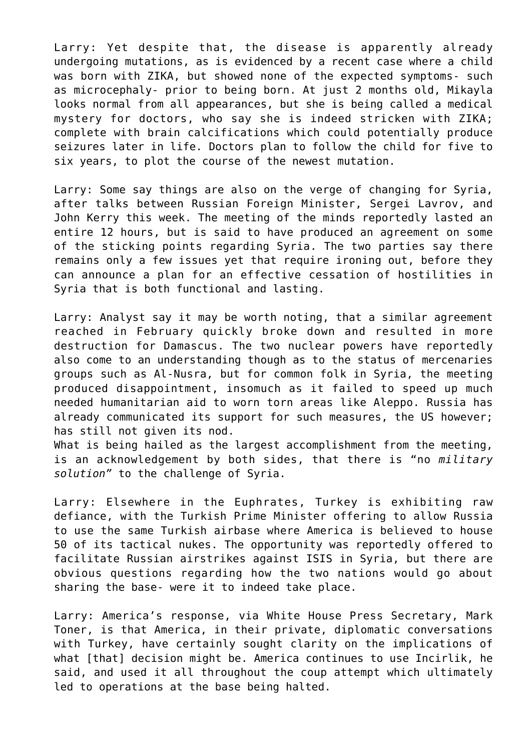Larry: Yet despite that, the disease is apparently already undergoing mutations, as is evidenced by a recent case where a child was born with ZIKA, but showed none of the expected symptoms- such as microcephaly- prior to being born. At just 2 months old, Mikayla looks normal from all appearances, but she is being called a medical mystery for doctors, who say she is indeed stricken with ZIKA; complete with brain calcifications which could potentially produce seizures later in life. Doctors plan to follow the child for five to six years, to plot the course of the newest mutation.

Larry: Some say things are also on the verge of changing for Syria, after talks between Russian Foreign Minister, Sergei Lavrov, and John Kerry this week. The meeting of the minds reportedly lasted an entire 12 hours, but is said to have produced an agreement on some of the sticking points regarding Syria. The two parties say there remains only a few issues yet that require ironing out, before they can announce a plan for an effective cessation of hostilities in Syria that is both functional and lasting.

Larry: Analyst say it may be worth noting, that a similar agreement reached in February quickly broke down and resulted in more destruction for Damascus. The two nuclear powers have reportedly also come to an understanding though as to the status of mercenaries groups such as Al-Nusra, but for common folk in Syria, the meeting produced disappointment, insomuch as it failed to speed up much needed humanitarian aid to worn torn areas like Aleppo. Russia has already communicated its support for such measures, the US however; has still not given its nod.
What is being hailed as the largest accomplishment from the meeting, is an acknowledgement by both sides, that there is "no *military solution*" to the challenge of Syria.

Larry: Elsewhere in the Euphrates, Turkey is exhibiting raw defiance, with the Turkish Prime Minister offering to allow Russia to use the same Turkish airbase where America is believed to house 50 of its tactical nukes. The opportunity was reportedly offered to facilitate Russian airstrikes against ISIS in Syria, but there are obvious questions regarding how the two nations would go about sharing the base- were it to indeed take place.

Larry: America's response, via White House Press Secretary, Mark Toner, is that America, in their private, diplomatic conversations with Turkey, have certainly sought clarity on the implications of what [that] decision might be. America continues to use Incirlik, he said, and used it all throughout the coup attempt which ultimately led to operations at the base being halted.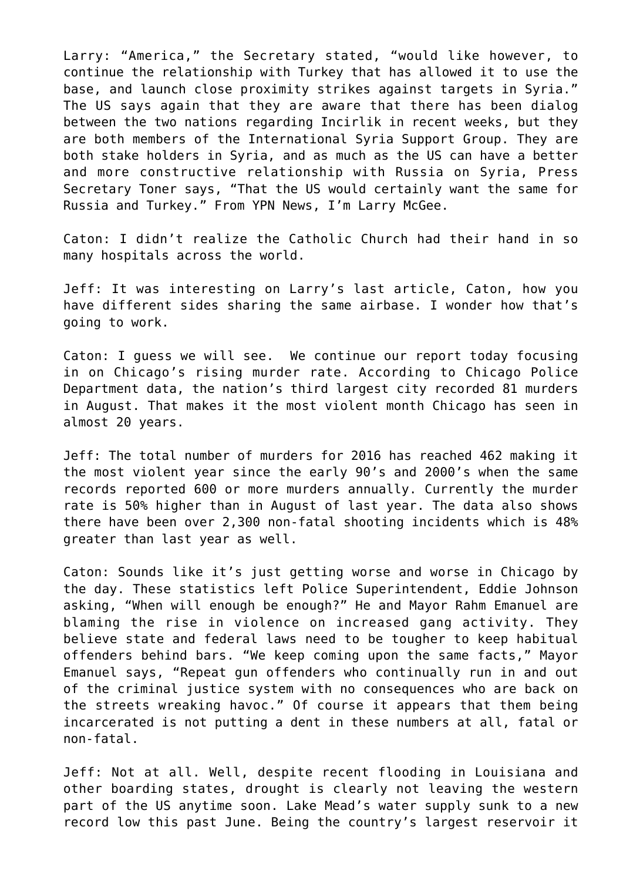Larry: “America,” the Secretary stated, “would like however, to continue the relationship with Turkey that has allowed it to use the base, and launch close proximity strikes against targets in Syria.” The US says again that they are aware that there has been dialog between the two nations regarding Incirlik in recent weeks, but they are both members of the International Syria Support Group. They are both stake holders in Syria, and as much as the US can have a better and more constructive relationship with Russia on Syria, Press Secretary Toner says, “That the US would certainly want the same for Russia and Turkey.” From YPN News, I’m Larry McGee.

Caton: I didn’t realize the Catholic Church had their hand in so many hospitals across the world.

Jeff: It was interesting on Larry’s last article, Caton, how you have different sides sharing the same airbase. I wonder how that’s going to work.

Caton: I guess we will see. We continue our report today focusing in on Chicago’s rising murder rate. According to Chicago Police Department data, the nation’s third largest city recorded 81 murders in August. That makes it the most violent month Chicago has seen in almost 20 years.

Jeff: The total number of murders for 2016 has reached 462 making it the most violent year since the early 90’s and 2000’s when the same records reported 600 or more murders annually. Currently the murder rate is 50% higher than in August of last year. The data also shows there have been over 2,300 non-fatal shooting incidents which is 48% greater than last year as well.

Caton: Sounds like it’s just getting worse and worse in Chicago by the day. These statistics left Police Superintendent, Eddie Johnson asking, “When will enough be enough?” He and Mayor Rahm Emanuel are blaming the rise in violence on increased gang activity. They believe state and federal laws need to be tougher to keep habitual offenders behind bars. “We keep coming upon the same facts,” Mayor Emanuel says, “Repeat gun offenders who continually run in and out of the criminal justice system with no consequences who are back on the streets wreaking havoc.” Of course it appears that them being incarcerated is not putting a dent in these numbers at all, fatal or non-fatal.

Jeff: Not at all. Well, despite recent flooding in Louisiana and other boarding states, drought is clearly not leaving the western part of the US anytime soon. Lake Mead’s water supply sunk to a new record low this past June. Being the country’s largest reservoir it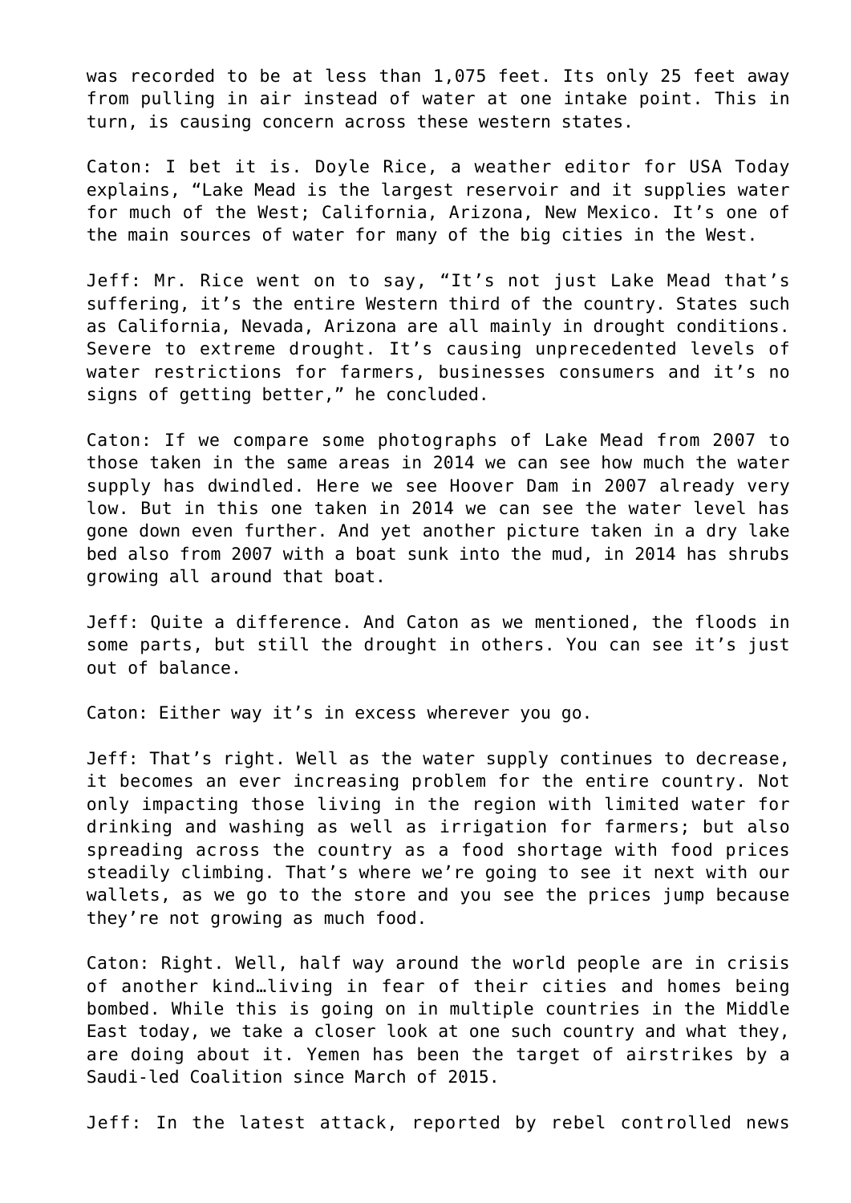was recorded to be at less than 1,075 feet. Its only 25 feet away from pulling in air instead of water at one intake point. This in turn, is causing concern across these western states.

Caton: I bet it is. Doyle Rice, a weather editor for USA Today explains, “Lake Mead is the largest reservoir and it supplies water for much of the West; California, Arizona, New Mexico. It’s one of the main sources of water for many of the big cities in the West.

Jeff: Mr. Rice went on to say, “It’s not just Lake Mead that’s suffering, it’s the entire Western third of the country. States such as California, Nevada, Arizona are all mainly in drought conditions. Severe to extreme drought. It’s causing unprecedented levels of water restrictions for farmers, businesses consumers and it’s no signs of getting better,” he concluded.

Caton: If we compare some photographs of Lake Mead from 2007 to those taken in the same areas in 2014 we can see how much the water supply has dwindled. Here we see Hoover Dam in 2007 already very low. But in this one taken in 2014 we can see the water level has gone down even further. And yet another picture taken in a dry lake bed also from 2007 with a boat sunk into the mud, in 2014 has shrubs growing all around that boat.

Jeff: Quite a difference. And Caton as we mentioned, the floods in some parts, but still the drought in others. You can see it’s just out of balance.

Caton: Either way it’s in excess wherever you go.

Jeff: That’s right. Well as the water supply continues to decrease, it becomes an ever increasing problem for the entire country. Not only impacting those living in the region with limited water for drinking and washing as well as irrigation for farmers; but also spreading across the country as a food shortage with food prices steadily climbing. That’s where we’re going to see it next with our wallets, as we go to the store and you see the prices jump because they’re not growing as much food.

Caton: Right. Well, half way around the world people are in crisis of another kind…living in fear of their cities and homes being bombed. While this is going on in multiple countries in the Middle East today, we take a closer look at one such country and what they, are doing about it. Yemen has been the target of airstrikes by a Saudi-led Coalition since March of 2015.

Jeff: In the latest attack, reported by rebel controlled news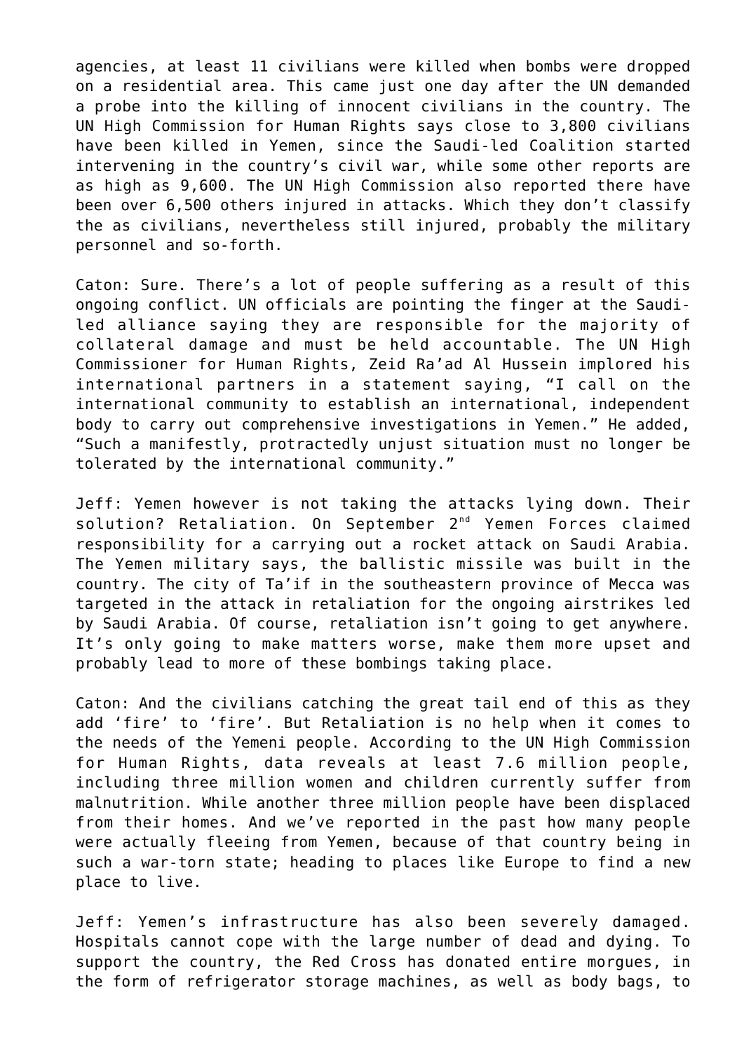agencies, at least 11 civilians were killed when bombs were dropped on a residential area. This came just one day after the UN demanded a probe into the killing of innocent civilians in the country. The UN High Commission for Human Rights says close to 3,800 civilians have been killed in Yemen, since the Saudi-led Coalition started intervening in the country's civil war, while some other reports are as high as 9,600. The UN High Commission also reported there have been over 6,500 others injured in attacks. Which they don't classify the as civilians, nevertheless still injured, probably the military personnel and so-forth.

Caton: Sure. There's a lot of people suffering as a result of this ongoing conflict. UN officials are pointing the finger at the Saudi-led alliance saying they are responsible for the majority of collateral damage and must be held accountable. The UN High Commissioner for Human Rights, Zeid Ra'ad Al Hussein implored his international partners in a statement saying, "I call on the international community to establish an international, independent body to carry out comprehensive investigations in Yemen." He added, "Such a manifestly, protractedly unjust situation must no longer be tolerated by the international community."

Jeff: Yemen however is not taking the attacks lying down. Their solution? Retaliation. On September 2nd Yemen Forces claimed responsibility for a carrying out a rocket attack on Saudi Arabia. The Yemen military says, the ballistic missile was built in the country. The city of Ta'if in the southeastern province of Mecca was targeted in the attack in retaliation for the ongoing airstrikes led by Saudi Arabia. Of course, retaliation isn't going to get anywhere. It's only going to make matters worse, make them more upset and probably lead to more of these bombings taking place.

Caton: And the civilians catching the great tail end of this as they add 'fire' to 'fire'. But Retaliation is no help when it comes to the needs of the Yemeni people. According to the UN High Commission for Human Rights, data reveals at least 7.6 million people, including three million women and children currently suffer from malnutrition. While another three million people have been displaced from their homes. And we've reported in the past how many people were actually fleeing from Yemen, because of that country being in such a war-torn state; heading to places like Europe to find a new place to live.

Jeff: Yemen's infrastructure has also been severely damaged. Hospitals cannot cope with the large number of dead and dying. To support the country, the Red Cross has donated entire morgues, in the form of refrigerator storage machines, as well as body bags, to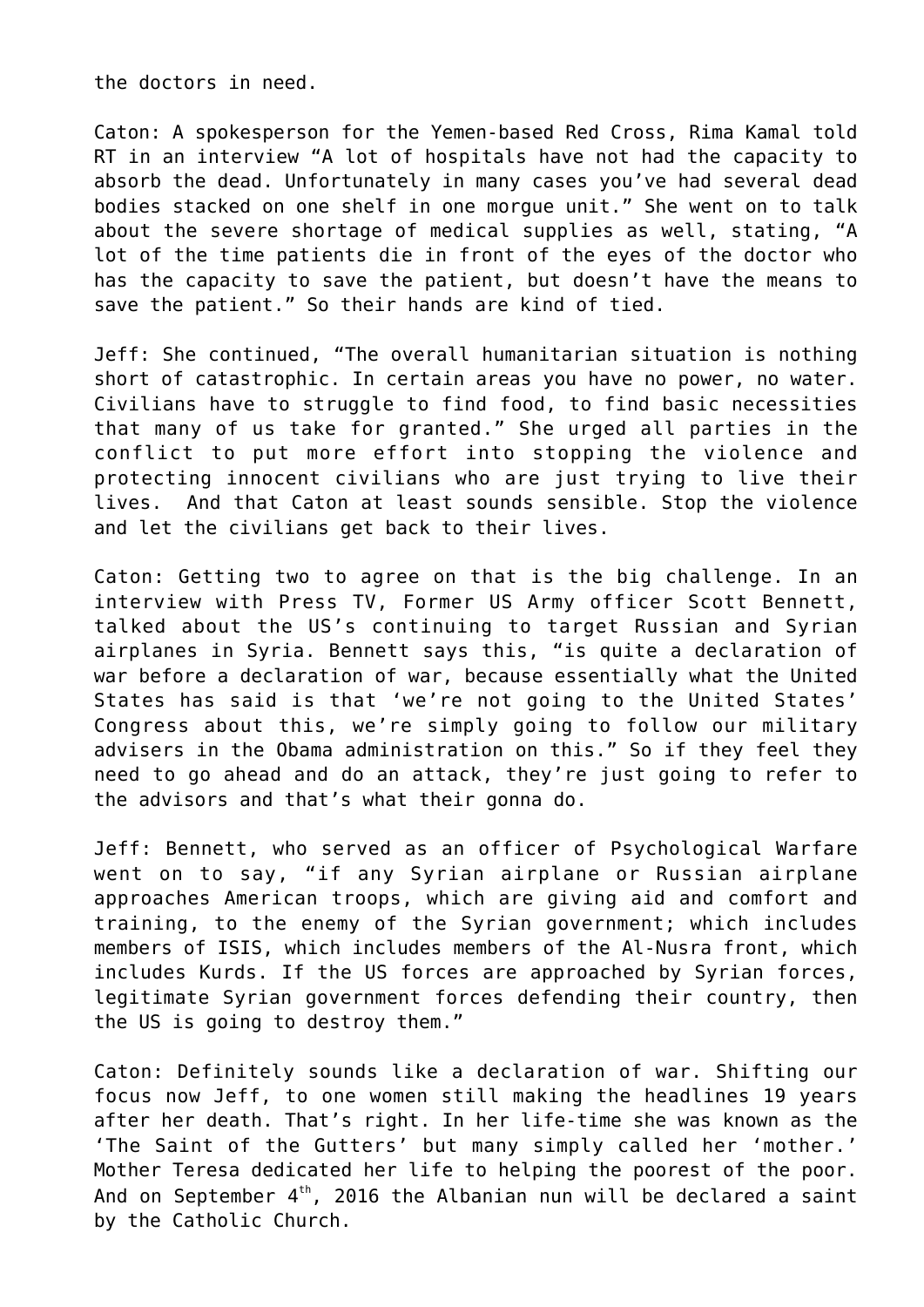the doctors in need.

Caton: A spokesperson for the Yemen-based Red Cross, Rima Kamal told RT in an interview “A lot of hospitals have not had the capacity to absorb the dead. Unfortunately in many cases you’ve had several dead bodies stacked on one shelf in one morgue unit.” She went on to talk about the severe shortage of medical supplies as well, stating, “A lot of the time patients die in front of the eyes of the doctor who has the capacity to save the patient, but doesn’t have the means to save the patient.” So their hands are kind of tied.

Jeff: She continued, “The overall humanitarian situation is nothing short of catastrophic. In certain areas you have no power, no water. Civilians have to struggle to find food, to find basic necessities that many of us take for granted.” She urged all parties in the conflict to put more effort into stopping the violence and protecting innocent civilians who are just trying to live their lives. And that Caton at least sounds sensible. Stop the violence and let the civilians get back to their lives.

Caton: Getting two to agree on that is the big challenge. In an interview with Press TV, Former US Army officer Scott Bennett, talked about the US’s continuing to target Russian and Syrian airplanes in Syria. Bennett says this, “is quite a declaration of war before a declaration of war, because essentially what the United States has said is that ‘we’re not going to the United States’ Congress about this, we’re simply going to follow our military advisers in the Obama administration on this.” So if they feel they need to go ahead and do an attack, they’re just going to refer to the advisors and that’s what their gonna do.

Jeff: Bennett, who served as an officer of Psychological Warfare went on to say, “if any Syrian airplane or Russian airplane approaches American troops, which are giving aid and comfort and training, to the enemy of the Syrian government; which includes members of ISIS, which includes members of the Al-Nusra front, which includes Kurds. If the US forces are approached by Syrian forces, legitimate Syrian government forces defending their country, then the US is going to destroy them.”

Caton: Definitely sounds like a declaration of war. Shifting our focus now Jeff, to one women still making the headlines 19 years after her death. That’s right. In her life-time she was known as the ‘The Saint of the Gutters’ but many simply called her ‘mother.’ Mother Teresa dedicated her life to helping the poorest of the poor. And on September 4th, 2016 the Albanian nun will be declared a saint by the Catholic Church.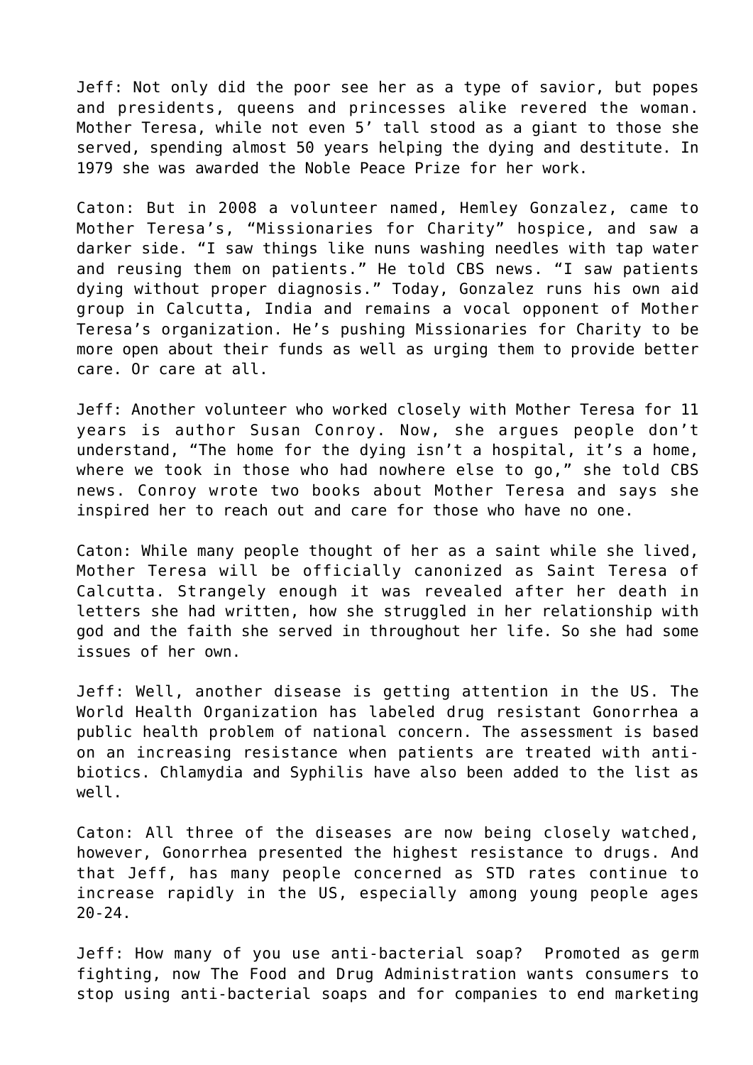Jeff: Not only did the poor see her as a type of savior, but popes and presidents, queens and princesses alike revered the woman. Mother Teresa, while not even 5' tall stood as a giant to those she served, spending almost 50 years helping the dying and destitute. In 1979 she was awarded the Noble Peace Prize for her work.

Caton: But in 2008 a volunteer named, Hemley Gonzalez, came to Mother Teresa's, "Missionaries for Charity" hospice, and saw a darker side. "I saw things like nuns washing needles with tap water and reusing them on patients." He told CBS news. "I saw patients dying without proper diagnosis." Today, Gonzalez runs his own aid group in Calcutta, India and remains a vocal opponent of Mother Teresa's organization. He's pushing Missionaries for Charity to be more open about their funds as well as urging them to provide better care. Or care at all.

Jeff: Another volunteer who worked closely with Mother Teresa for 11 years is author Susan Conroy. Now, she argues people don't understand, "The home for the dying isn't a hospital, it's a home, where we took in those who had nowhere else to go," she told CBS news. Conroy wrote two books about Mother Teresa and says she inspired her to reach out and care for those who have no one.

Caton: While many people thought of her as a saint while she lived, Mother Teresa will be officially canonized as Saint Teresa of Calcutta. Strangely enough it was revealed after her death in letters she had written, how she struggled in her relationship with god and the faith she served in throughout her life. So she had some issues of her own.

Jeff: Well, another disease is getting attention in the US. The World Health Organization has labeled drug resistant Gonorrhea a public health problem of national concern. The assessment is based on an increasing resistance when patients are treated with anti-biotics. Chlamydia and Syphilis have also been added to the list as well.

Caton: All three of the diseases are now being closely watched, however, Gonorrhea presented the highest resistance to drugs. And that Jeff, has many people concerned as STD rates continue to increase rapidly in the US, especially among young people ages 20-24.

Jeff: How many of you use anti-bacterial soap? Promoted as germ fighting, now The Food and Drug Administration wants consumers to stop using anti-bacterial soaps and for companies to end marketing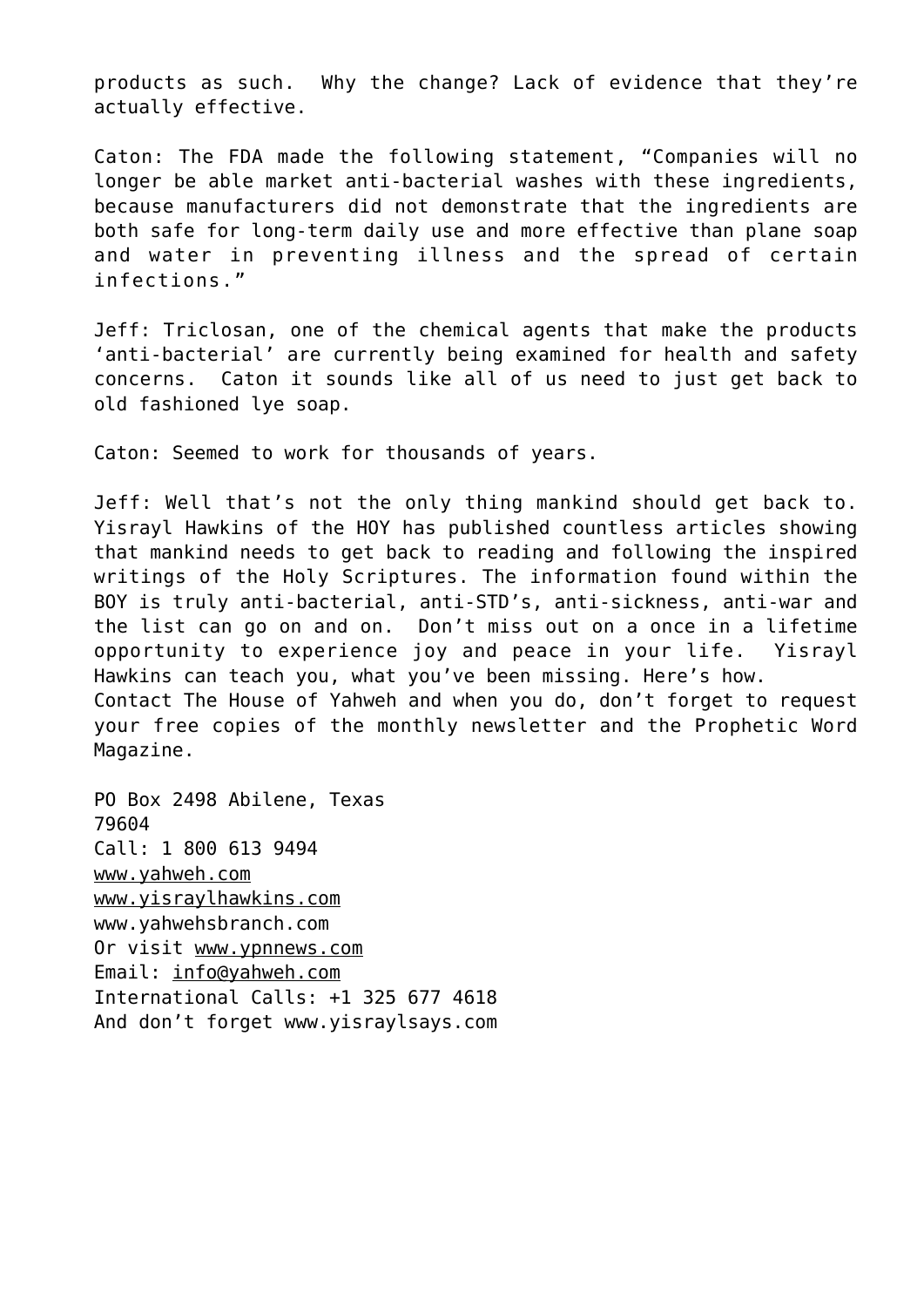products as such. Why the change? Lack of evidence that they're actually effective.

Caton: The FDA made the following statement, "Companies will no longer be able market anti-bacterial washes with these ingredients, because manufacturers did not demonstrate that the ingredients are both safe for long-term daily use and more effective than plane soap and water in preventing illness and the spread of certain infections."

Jeff: Triclosan, one of the chemical agents that make the products 'anti-bacterial' are currently being examined for health and safety concerns. Caton it sounds like all of us need to just get back to old fashioned lye soap.

Caton: Seemed to work for thousands of years.

Jeff: Well that's not the only thing mankind should get back to. Yisrayl Hawkins of the HOY has published countless articles showing that mankind needs to get back to reading and following the inspired writings of the Holy Scriptures. The information found within the BOY is truly anti-bacterial, anti-STD's, anti-sickness, anti-war and the list can go on and on. Don't miss out on a once in a lifetime opportunity to experience joy and peace in your life. Yisrayl Hawkins can teach you, what you've been missing. Here's how.
Contact The House of Yahweh and when you do, don't forget to request your free copies of the monthly newsletter and the Prophetic Word Magazine.

PO Box 2498 Abilene, Texas
79604
Call: 1 800 613 9494
www.yahweh.com
www.yisraylhawkins.com
www.yahwehsbranch.com
Or visit www.ypnnews.com
Email: info@yahweh.com
International Calls: +1 325 677 4618
And don't forget www.yisraylsays.com